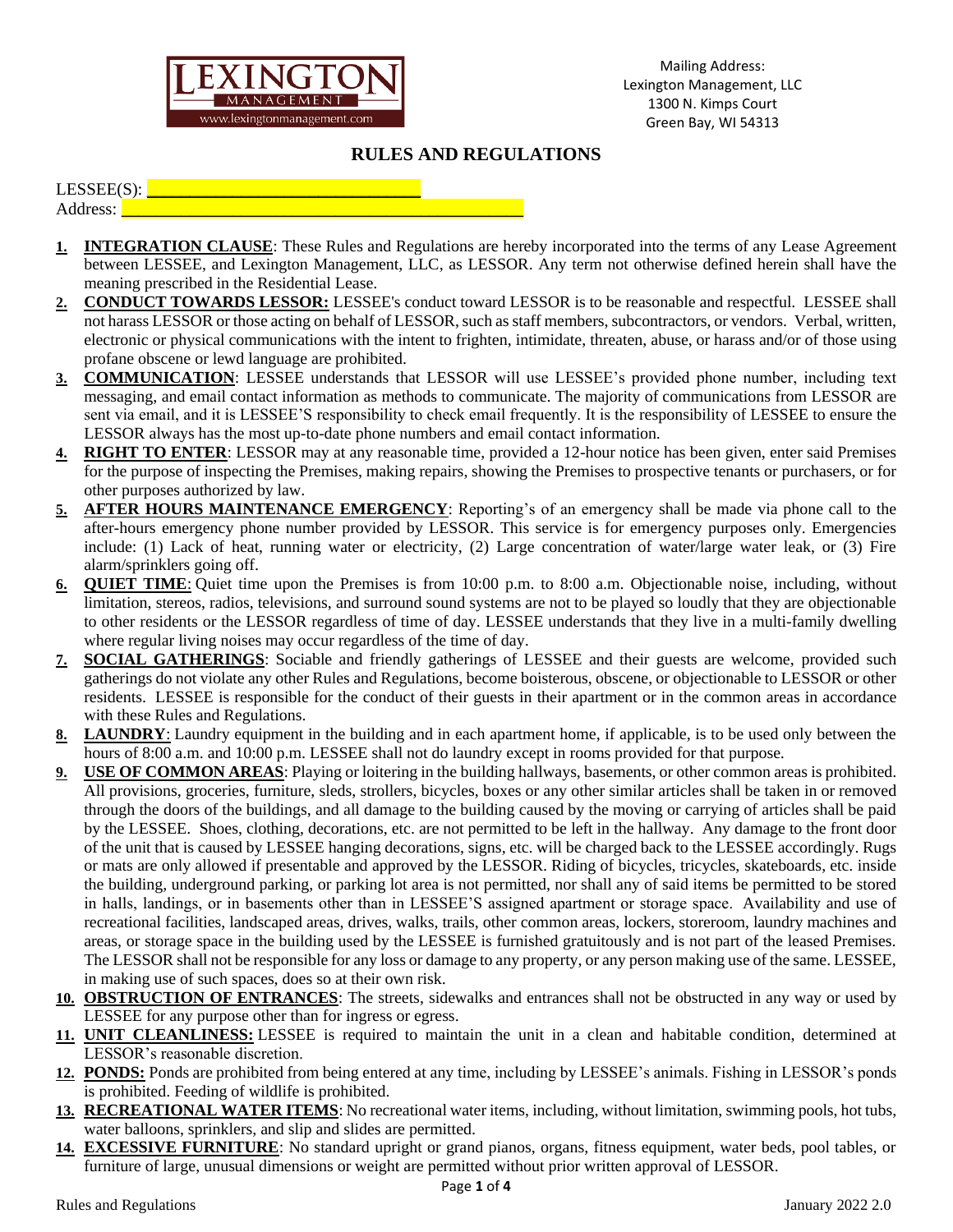Mailing Address:
Lexington Management, LLC
1300 N. Kimps Court
Green Bay, WI 54313

# RULES AND REGULATIONS

LESSEE(S): ______________________________
Address: ______________________________________________

1. **INTEGRATION CLAUSE**: These Rules and Regulations are hereby incorporated into the terms of any Lease Agreement between LESSEE, and Lexington Management, LLC, as LESSOR. Any term not otherwise defined herein shall have the meaning prescribed in the Residential Lease.
2. **CONDUCT TOWARDS LESSOR:** LESSEE's conduct toward LESSOR is to be reasonable and respectful. LESSEE shall not harass LESSOR or those acting on behalf of LESSOR, such as staff members, subcontractors, or vendors. Verbal, written, electronic or physical communications with the intent to frighten, intimidate, threaten, abuse, or harass and/or of those using profane obscene or lewd language are prohibited.
3. **COMMUNICATION**: LESSEE understands that LESSOR will use LESSEE's provided phone number, including text messaging, and email contact information as methods to communicate. The majority of communications from LESSOR are sent via email, and it is LESSEE'S responsibility to check email frequently. It is the responsibility of LESSEE to ensure the LESSOR always has the most up-to-date phone numbers and email contact information.
4. **RIGHT TO ENTER**: LESSOR may at any reasonable time, provided a 12-hour notice has been given, enter said Premises for the purpose of inspecting the Premises, making repairs, showing the Premises to prospective tenants or purchasers, or for other purposes authorized by law.
5. **AFTER HOURS MAINTENANCE EMERGENCY**: Reporting's of an emergency shall be made via phone call to the after-hours emergency phone number provided by LESSOR. This service is for emergency purposes only. Emergencies include: (1) Lack of heat, running water or electricity, (2) Large concentration of water/large water leak, or (3) Fire alarm/sprinklers going off.
6. **QUIET TIME**: Quiet time upon the Premises is from 10:00 p.m. to 8:00 a.m. Objectionable noise, including, without limitation, stereos, radios, televisions, and surround sound systems are not to be played so loudly that they are objectionable to other residents or the LESSOR regardless of time of day. LESSEE understands that they live in a multi-family dwelling where regular living noises may occur regardless of the time of day.
7. **SOCIAL GATHERINGS**: Sociable and friendly gatherings of LESSEE and their guests are welcome, provided such gatherings do not violate any other Rules and Regulations, become boisterous, obscene, or objectionable to LESSOR or other residents. LESSEE is responsible for the conduct of their guests in their apartment or in the common areas in accordance with these Rules and Regulations.
8. **LAUNDRY**: Laundry equipment in the building and in each apartment home, if applicable, is to be used only between the hours of 8:00 a.m. and 10:00 p.m. LESSEE shall not do laundry except in rooms provided for that purpose.
9. **USE OF COMMON AREAS**: Playing or loitering in the building hallways, basements, or other common areas is prohibited. All provisions, groceries, furniture, sleds, strollers, bicycles, boxes or any other similar articles shall be taken in or removed through the doors of the buildings, and all damage to the building caused by the moving or carrying of articles shall be paid by the LESSEE. Shoes, clothing, decorations, etc. are not permitted to be left in the hallway. Any damage to the front door of the unit that is caused by LESSEE hanging decorations, signs, etc. will be charged back to the LESSEE accordingly. Rugs or mats are only allowed if presentable and approved by the LESSOR. Riding of bicycles, tricycles, skateboards, etc. inside the building, underground parking, or parking lot area is not permitted, nor shall any of said items be permitted to be stored in halls, landings, or in basements other than in LESSEE'S assigned apartment or storage space. Availability and use of recreational facilities, landscaped areas, drives, walks, trails, other common areas, lockers, storeroom, laundry machines and areas, or storage space in the building used by the LESSEE is furnished gratuitously and is not part of the leased Premises. The LESSOR shall not be responsible for any loss or damage to any property, or any person making use of the same. LESSEE, in making use of such spaces, does so at their own risk.
10. **OBSTRUCTION OF ENTRANCES**: The streets, sidewalks and entrances shall not be obstructed in any way or used by LESSEE for any purpose other than for ingress or egress.
11. **UNIT CLEANLINESS:** LESSEE is required to maintain the unit in a clean and habitable condition, determined at LESSOR's reasonable discretion.
12. **PONDS:** Ponds are prohibited from being entered at any time, including by LESSEE's animals. Fishing in LESSOR's ponds is prohibited. Feeding of wildlife is prohibited.
13. **RECREATIONAL WATER ITEMS**: No recreational water items, including, without limitation, swimming pools, hot tubs, water balloons, sprinklers, and slip and slides are permitted.
14. **EXCESSIVE FURNITURE**: No standard upright or grand pianos, organs, fitness equipment, water beds, pool tables, or furniture of large, unusual dimensions or weight are permitted without prior written approval of LESSOR.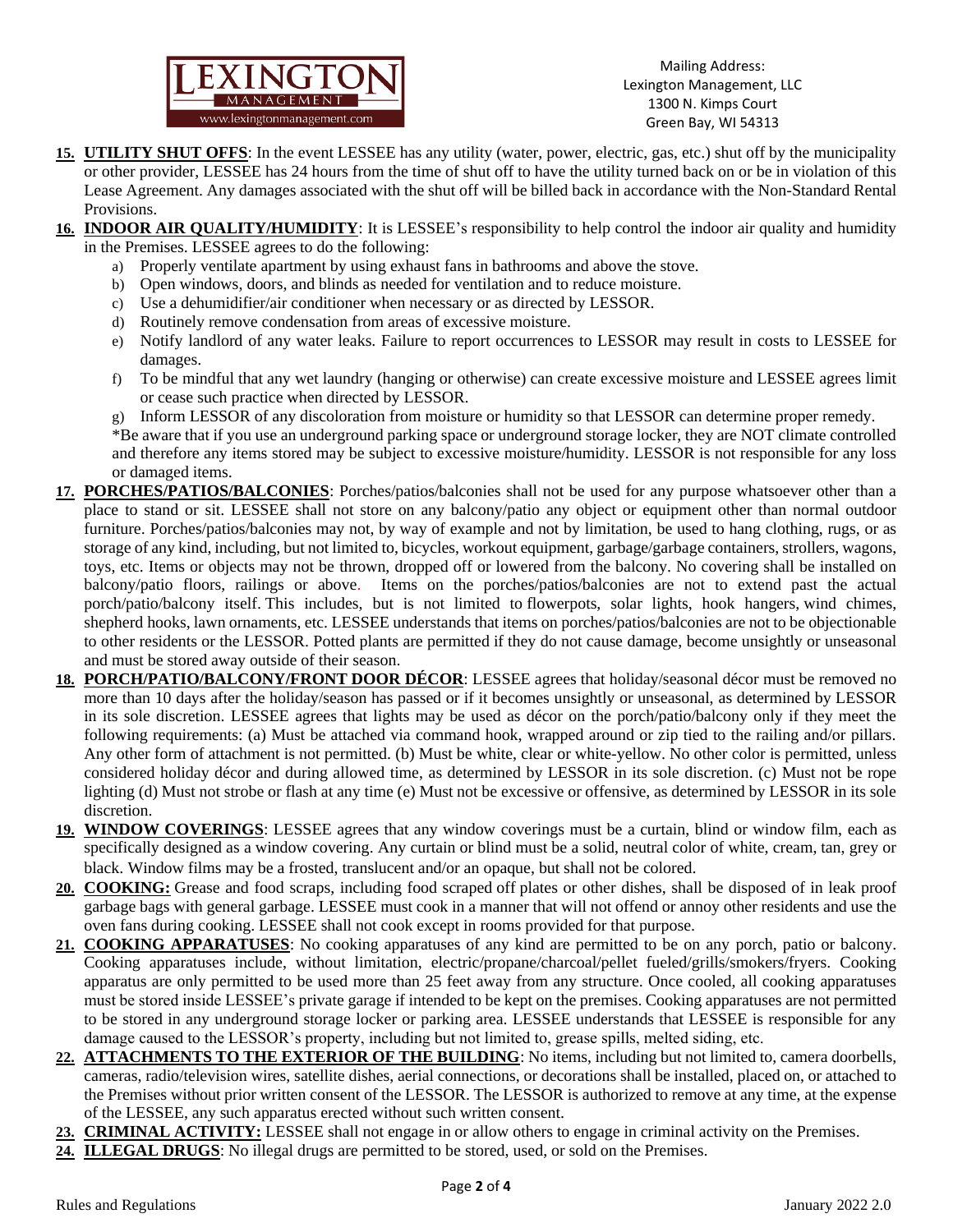15. **UTILITY SHUT OFFS**: In the event LESSEE has any utility (water, power, electric, gas, etc.) shut off by the municipality or other provider, LESSEE has 24 hours from the time of shut off to have the utility turned back on or be in violation of this Lease Agreement. Any damages associated with the shut off will be billed back in accordance with the Non-Standard Rental Provisions.
16. **INDOOR AIR QUALITY/HUMIDITY**: It is LESSEE's responsibility to help control the indoor air quality and humidity in the Premises. LESSEE agrees to do the following:
    a) Properly ventilate apartment by using exhaust fans in bathrooms and above the stove.
    b) Open windows, doors, and blinds as needed for ventilation and to reduce moisture.
    c) Use a dehumidifier/air conditioner when necessary or as directed by LESSOR.
    d) Routinely remove condensation from areas of excessive moisture.
    e) Notify landlord of any water leaks. Failure to report occurrences to LESSOR may result in costs to LESSEE for damages.
    f) To be mindful that any wet laundry (hanging or otherwise) can create excessive moisture and LESSEE agrees limit or cease such practice when directed by LESSOR.
    g) Inform LESSOR of any discoloration from moisture or humidity so that LESSOR can determine proper remedy.

    *Be aware that if you use an underground parking space or underground storage locker, they are NOT climate controlled and therefore any items stored may be subject to excessive moisture/humidity. LESSOR is not responsible for any loss or damaged items.
17. **PORCHES/PATIOS/BALCONIES**: Porches/patios/balconies shall not be used for any purpose whatsoever other than a place to stand or sit. LESSEE shall not store on any balcony/patio any object or equipment other than normal outdoor furniture. Porches/patios/balconies may not, by way of example and not by limitation, be used to hang clothing, rugs, or as storage of any kind, including, but not limited to, bicycles, workout equipment, garbage/garbage containers, strollers, wagons, toys, etc. Items or objects may not be thrown, dropped off or lowered from the balcony. No covering shall be installed on balcony/patio floors, railings or above. Items on the porches/patios/balconies are not to extend past the actual porch/patio/balcony itself. This includes, but is not limited to flowerpots, solar lights, hook hangers, wind chimes, shepherd hooks, lawn ornaments, etc. LESSEE understands that items on porches/patios/balconies are not to be objectionable to other residents or the LESSOR. Potted plants are permitted if they do not cause damage, become unsightly or unseasonal and must be stored away outside of their season.
18. **PORCH/PATIO/BALCONY/FRONT DOOR DÉCOR**: LESSEE agrees that holiday/seasonal décor must be removed no more than 10 days after the holiday/season has passed or if it becomes unsightly or unseasonal, as determined by LESSOR in its sole discretion. LESSEE agrees that lights may be used as décor on the porch/patio/balcony only if they meet the following requirements: (a) Must be attached via command hook, wrapped around or zip tied to the railing and/or pillars. Any other form of attachment is not permitted. (b) Must be white, clear or white-yellow. No other color is permitted, unless considered holiday décor and during allowed time, as determined by LESSOR in its sole discretion. (c) Must not be rope lighting (d) Must not strobe or flash at any time (e) Must not be excessive or offensive, as determined by LESSOR in its sole discretion.
19. **WINDOW COVERINGS**: LESSEE agrees that any window coverings must be a curtain, blind or window film, each as specifically designed as a window covering. Any curtain or blind must be a solid, neutral color of white, cream, tan, grey or black. Window films may be a frosted, translucent and/or an opaque, but shall not be colored.
20. **COOKING:** Grease and food scraps, including food scraped off plates or other dishes, shall be disposed of in leak proof garbage bags with general garbage. LESSEE must cook in a manner that will not offend or annoy other residents and use the oven fans during cooking. LESSEE shall not cook except in rooms provided for that purpose.
21. **COOKING APPARATUSES**: No cooking apparatuses of any kind are permitted to be on any porch, patio or balcony. Cooking apparatuses include, without limitation, electric/propane/charcoal/pellet fueled/grills/smokers/fryers. Cooking apparatus are only permitted to be used more than 25 feet away from any structure. Once cooled, all cooking apparatuses must be stored inside LESSEE's private garage if intended to be kept on the premises. Cooking apparatuses are not permitted to be stored in any underground storage locker or parking area. LESSEE understands that LESSEE is responsible for any damage caused to the LESSOR's property, including but not limited to, grease spills, melted siding, etc.
22. **ATTACHMENTS TO THE EXTERIOR OF THE BUILDING**: No items, including but not limited to, camera doorbells, cameras, radio/television wires, satellite dishes, aerial connections, or decorations shall be installed, placed on, or attached to the Premises without prior written consent of the LESSOR. The LESSOR is authorized to remove at any time, at the expense of the LESSEE, any such apparatus erected without such written consent.
23. **CRIMINAL ACTIVITY:** LESSEE shall not engage in or allow others to engage in criminal activity on the Premises.
24. **ILLEGAL DRUGS**: No illegal drugs are permitted to be stored, used, or sold on the Premises.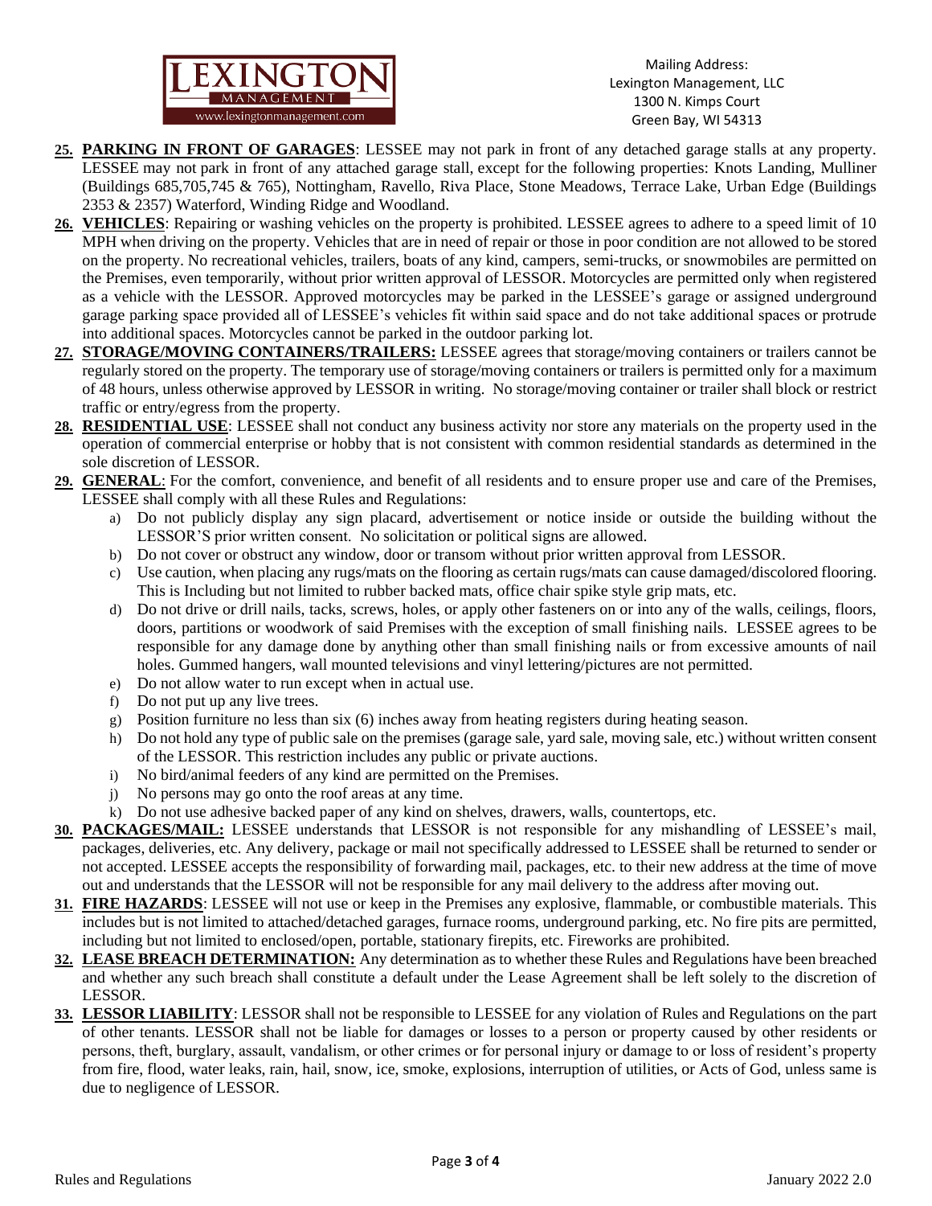Mailing Address:
Lexington Management, LLC
1300 N. Kimps Court
Green Bay, WI 54313

25. **PARKING IN FRONT OF GARAGES**: LESSEE may not park in front of any detached garage stalls at any property. LESSEE may not park in front of any attached garage stall, except for the following properties: Knots Landing, Mulliner (Buildings 685,705,745 & 765), Nottingham, Ravello, Riva Place, Stone Meadows, Terrace Lake, Urban Edge (Buildings 2353 & 2357) Waterford, Winding Ridge and Woodland.

26. **VEHICLES**: Repairing or washing vehicles on the property is prohibited. LESSEE agrees to adhere to a speed limit of 10 MPH when driving on the property. Vehicles that are in need of repair or those in poor condition are not allowed to be stored on the property. No recreational vehicles, trailers, boats of any kind, campers, semi-trucks, or snowmobiles are permitted on the Premises, even temporarily, without prior written approval of LESSOR. Motorcycles are permitted only when registered as a vehicle with the LESSOR. Approved motorcycles may be parked in the LESSEE's garage or assigned underground garage parking space provided all of LESSEE's vehicles fit within said space and do not take additional spaces or protrude into additional spaces. Motorcycles cannot be parked in the outdoor parking lot.

27. **STORAGE/MOVING CONTAINERS/TRAILERS:** LESSEE agrees that storage/moving containers or trailers cannot be regularly stored on the property. The temporary use of storage/moving containers or trailers is permitted only for a maximum of 48 hours, unless otherwise approved by LESSOR in writing. No storage/moving container or trailer shall block or restrict traffic or entry/egress from the property.

28. **RESIDENTIAL USE**: LESSEE shall not conduct any business activity nor store any materials on the property used in the operation of commercial enterprise or hobby that is not consistent with common residential standards as determined in the sole discretion of LESSOR.

29. **GENERAL**: For the comfort, convenience, and benefit of all residents and to ensure proper use and care of the Premises, LESSEE shall comply with all these Rules and Regulations:
    a) Do not publicly display any sign placard, advertisement or notice inside or outside the building without the LESSOR'S prior written consent. No solicitation or political signs are allowed.
    b) Do not cover or obstruct any window, door or transom without prior written approval from LESSOR.
    c) Use caution, when placing any rugs/mats on the flooring as certain rugs/mats can cause damaged/discolored flooring. This is Including but not limited to rubber backed mats, office chair spike style grip mats, etc.
    d) Do not drive or drill nails, tacks, screws, holes, or apply other fasteners on or into any of the walls, ceilings, floors, doors, partitions or woodwork of said Premises with the exception of small finishing nails. LESSEE agrees to be responsible for any damage done by anything other than small finishing nails or from excessive amounts of nail holes. Gummed hangers, wall mounted televisions and vinyl lettering/pictures are not permitted.
    e) Do not allow water to run except when in actual use.
    f) Do not put up any live trees.
    g) Position furniture no less than six (6) inches away from heating registers during heating season.
    h) Do not hold any type of public sale on the premises (garage sale, yard sale, moving sale, etc.) without written consent of the LESSOR. This restriction includes any public or private auctions.
    i) No bird/animal feeders of any kind are permitted on the Premises.
    j) No persons may go onto the roof areas at any time.
    k) Do not use adhesive backed paper of any kind on shelves, drawers, walls, countertops, etc.

30. **PACKAGES/MAIL:** LESSEE understands that LESSOR is not responsible for any mishandling of LESSEE's mail, packages, deliveries, etc. Any delivery, package or mail not specifically addressed to LESSEE shall be returned to sender or not accepted. LESSEE accepts the responsibility of forwarding mail, packages, etc. to their new address at the time of move out and understands that the LESSOR will not be responsible for any mail delivery to the address after moving out.

31. **FIRE HAZARDS**: LESSEE will not use or keep in the Premises any explosive, flammable, or combustible materials. This includes but is not limited to attached/detached garages, furnace rooms, underground parking, etc. No fire pits are permitted, including but not limited to enclosed/open, portable, stationary firepits, etc. Fireworks are prohibited.

32. **LEASE BREACH DETERMINATION:** Any determination as to whether these Rules and Regulations have been breached and whether any such breach shall constitute a default under the Lease Agreement shall be left solely to the discretion of LESSOR.

33. **LESSOR LIABILITY**: LESSOR shall not be responsible to LESSEE for any violation of Rules and Regulations on the part of other tenants. LESSOR shall not be liable for damages or losses to a person or property caused by other residents or persons, theft, burglary, assault, vandalism, or other crimes or for personal injury or damage to or loss of resident's property from fire, flood, water leaks, rain, hail, snow, ice, smoke, explosions, interruption of utilities, or Acts of God, unless same is due to negligence of LESSOR.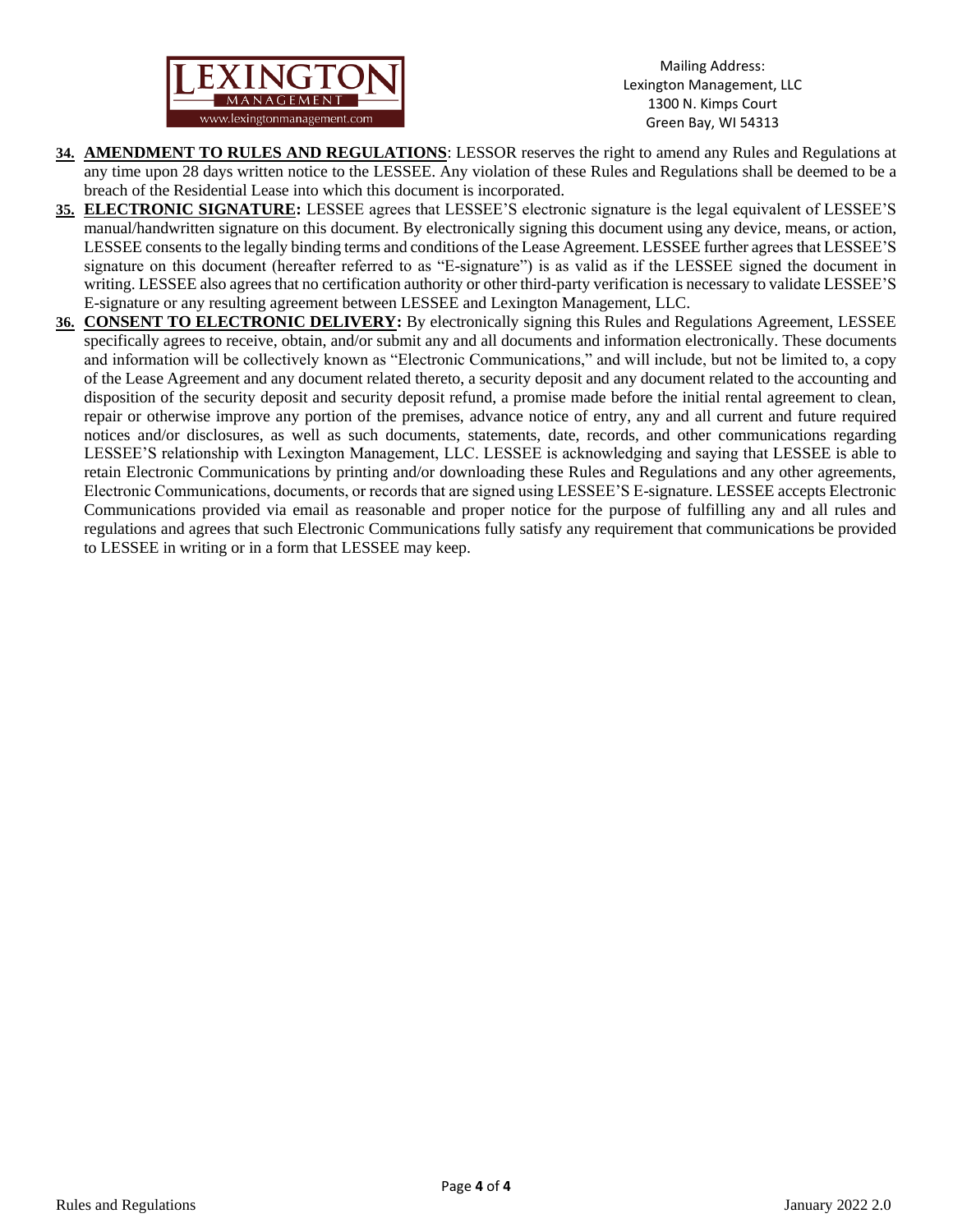34. **AMENDMENT TO RULES AND REGULATIONS**: LESSOR reserves the right to amend any Rules and Regulations at any time upon 28 days written notice to the LESSEE. Any violation of these Rules and Regulations shall be deemed to be a breach of the Residential Lease into which this document is incorporated.

35. **ELECTRONIC SIGNATURE:** LESSEE agrees that LESSEE'S electronic signature is the legal equivalent of LESSEE'S manual/handwritten signature on this document. By electronically signing this document using any device, means, or action, LESSEE consents to the legally binding terms and conditions of the Lease Agreement. LESSEE further agrees that LESSEE'S signature on this document (hereafter referred to as "E-signature") is as valid as if the LESSEE signed the document in writing. LESSEE also agrees that no certification authority or other third-party verification is necessary to validate LESSEE'S E-signature or any resulting agreement between LESSEE and Lexington Management, LLC.

36. **CONSENT TO ELECTRONIC DELIVERY:** By electronically signing this Rules and Regulations Agreement, LESSEE specifically agrees to receive, obtain, and/or submit any and all documents and information electronically. These documents and information will be collectively known as "Electronic Communications," and will include, but not be limited to, a copy of the Lease Agreement and any document related thereto, a security deposit and any document related to the accounting and disposition of the security deposit and security deposit refund, a promise made before the initial rental agreement to clean, repair or otherwise improve any portion of the premises, advance notice of entry, any and all current and future required notices and/or disclosures, as well as such documents, statements, date, records, and other communications regarding LESSEE'S relationship with Lexington Management, LLC. LESSEE is acknowledging and saying that LESSEE is able to retain Electronic Communications by printing and/or downloading these Rules and Regulations and any other agreements, Electronic Communications, documents, or records that are signed using LESSEE'S E-signature. LESSEE accepts Electronic Communications provided via email as reasonable and proper notice for the purpose of fulfilling any and all rules and regulations and agrees that such Electronic Communications fully satisfy any requirement that communications be provided to LESSEE in writing or in a form that LESSEE may keep.